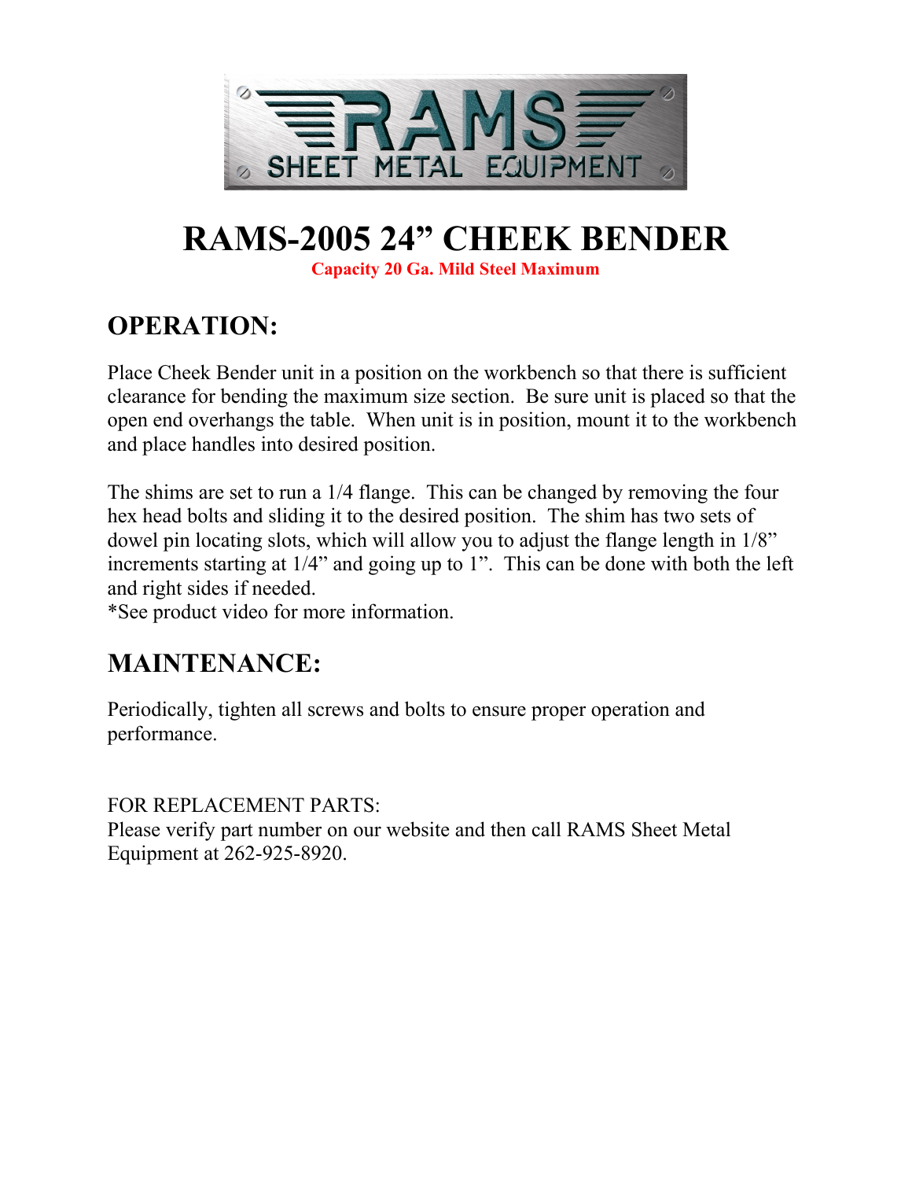RAMS SHEET METAL EQUIPMENT

# RAMS-2005 24" CHEEK BENDER

**Capacity 20 Ga. Mild Steel Maximum**

## OPERATION:

Place Cheek Bender unit in a position on the workbench so that there is sufficient clearance for bending the maximum size section. Be sure unit is placed so that the open end overhangs the table. When unit is in position, mount it to the workbench and place handles into desired position.

The shims are set to run a 1/4 flange. This can be changed by removing the four hex head bolts and sliding it to the desired position. The shim has two sets of dowel pin locating slots, which will allow you to adjust the flange length in 1/8" increments starting at 1/4" and going up to 1". This can be done with both the left and right sides if needed.
*See product video for more information.

## MAINTENANCE:

Periodically, tighten all screws and bolts to ensure proper operation and performance.

FOR REPLACEMENT PARTS:
Please verify part number on our website and then call RAMS Sheet Metal Equipment at 262-925-8920.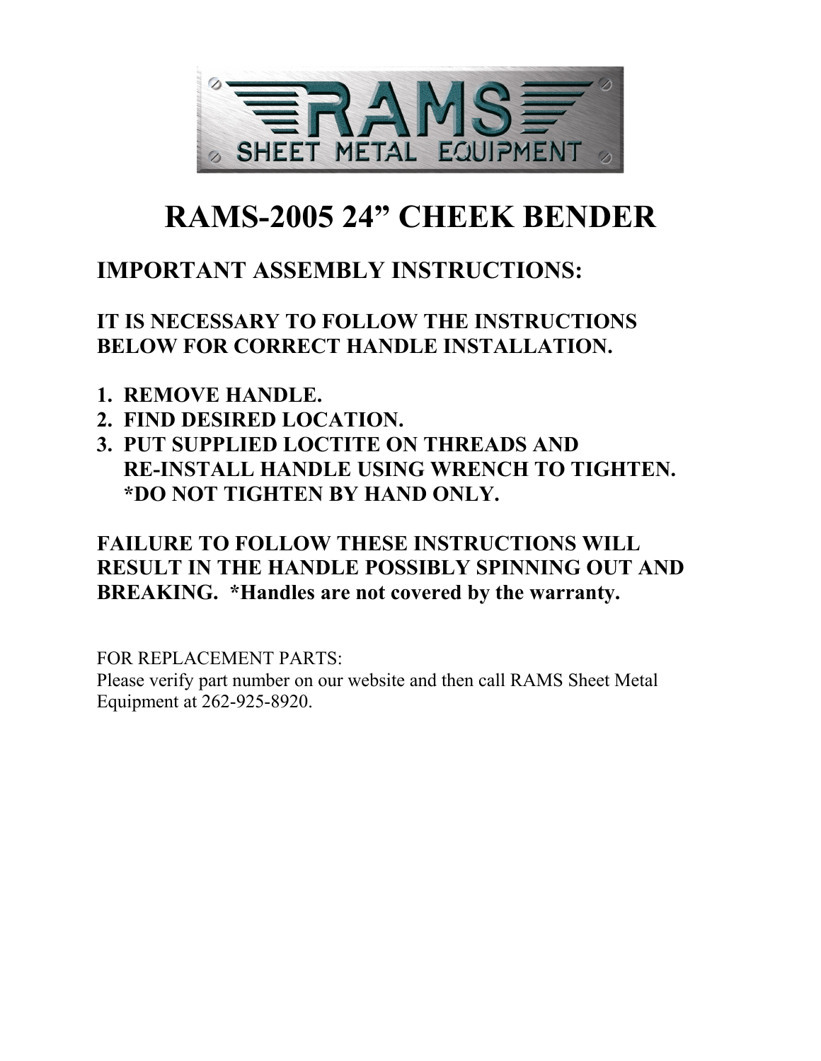RAMS SHEET METAL EQUIPMENT

# RAMS-2005 24" CHEEK BENDER

## IMPORTANT ASSEMBLY INSTRUCTIONS:

**IT IS NECESSARY TO FOLLOW THE INSTRUCTIONS BELOW FOR CORRECT HANDLE INSTALLATION.**

1. **REMOVE HANDLE.**
2. **FIND DESIRED LOCATION.**
3. **PUT SUPPLIED LOCTITE ON THREADS AND RE-INSTALL HANDLE USING WRENCH TO TIGHTEN. *DO NOT TIGHTEN BY HAND ONLY.**

**FAILURE TO FOLLOW THESE INSTRUCTIONS WILL RESULT IN THE HANDLE POSSIBLY SPINNING OUT AND BREAKING. *Handles are not covered by the warranty.**

FOR REPLACEMENT PARTS:
Please verify part number on our website and then call RAMS Sheet Metal Equipment at 262-925-8920.